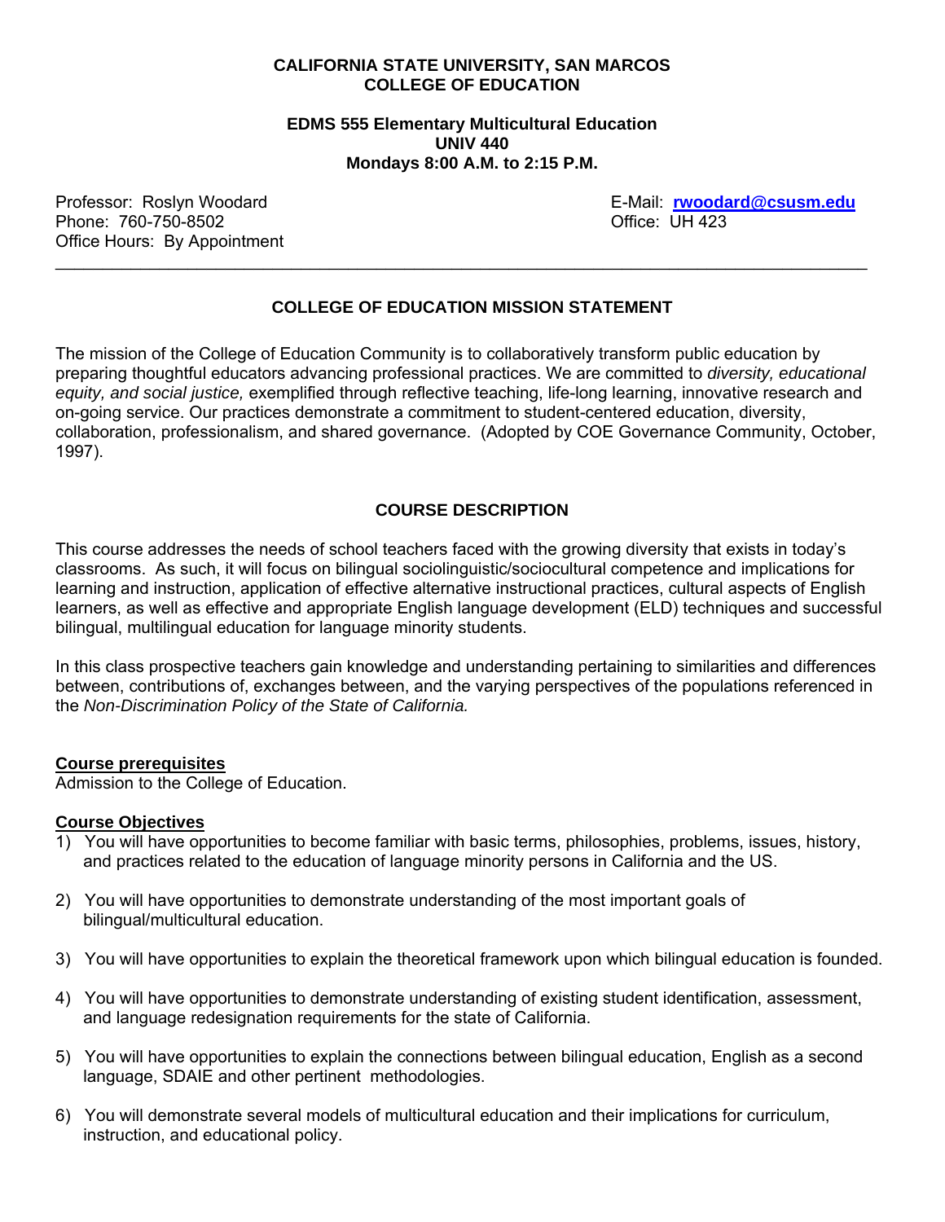**CALIFORNIA STATE UNIVERSITY, SAN MARCOS**
**COLLEGE OF EDUCATION**

**EDMS 555 Elementary Multicultural Education**
**UNIV 440**
**Mondays 8:00 A.M. to 2:15 P.M.**

Professor: Roslyn Woodard
Phone: 760-750-8502
Office Hours: By Appointment

E-Mail: **rwoodard@csusm.edu**
Office: UH 423

---

## COLLEGE OF EDUCATION MISSION STATEMENT

The mission of the College of Education Community is to collaboratively transform public education by preparing thoughtful educators advancing professional practices. We are committed to *diversity, educational equity, and social justice,* exemplified through reflective teaching, life-long learning, innovative research and on-going service. Our practices demonstrate a commitment to student-centered education, diversity, collaboration, professionalism, and shared governance. (Adopted by COE Governance Community, October, 1997).

## COURSE DESCRIPTION

This course addresses the needs of school teachers faced with the growing diversity that exists in today's classrooms. As such, it will focus on bilingual sociolinguistic/sociocultural competence and implications for learning and instruction, application of effective alternative instructional practices, cultural aspects of English learners, as well as effective and appropriate English language development (ELD) techniques and successful bilingual, multilingual education for language minority students.

In this class prospective teachers gain knowledge and understanding pertaining to similarities and differences between, contributions of, exchanges between, and the varying perspectives of the populations referenced in the *Non-Discrimination Policy of the State of California.*

### Course prerequisites

Admission to the College of Education.

### Course Objectives

1) You will have opportunities to become familiar with basic terms, philosophies, problems, issues, history, and practices related to the education of language minority persons in California and the US.

2) You will have opportunities to demonstrate understanding of the most important goals of bilingual/multicultural education.

3) You will have opportunities to explain the theoretical framework upon which bilingual education is founded.

4) You will have opportunities to demonstrate understanding of existing student identification, assessment, and language redesignation requirements for the state of California.

5) You will have opportunities to explain the connections between bilingual education, English as a second language, SDAIE and other pertinent methodologies.

6) You will demonstrate several models of multicultural education and their implications for curriculum, instruction, and educational policy.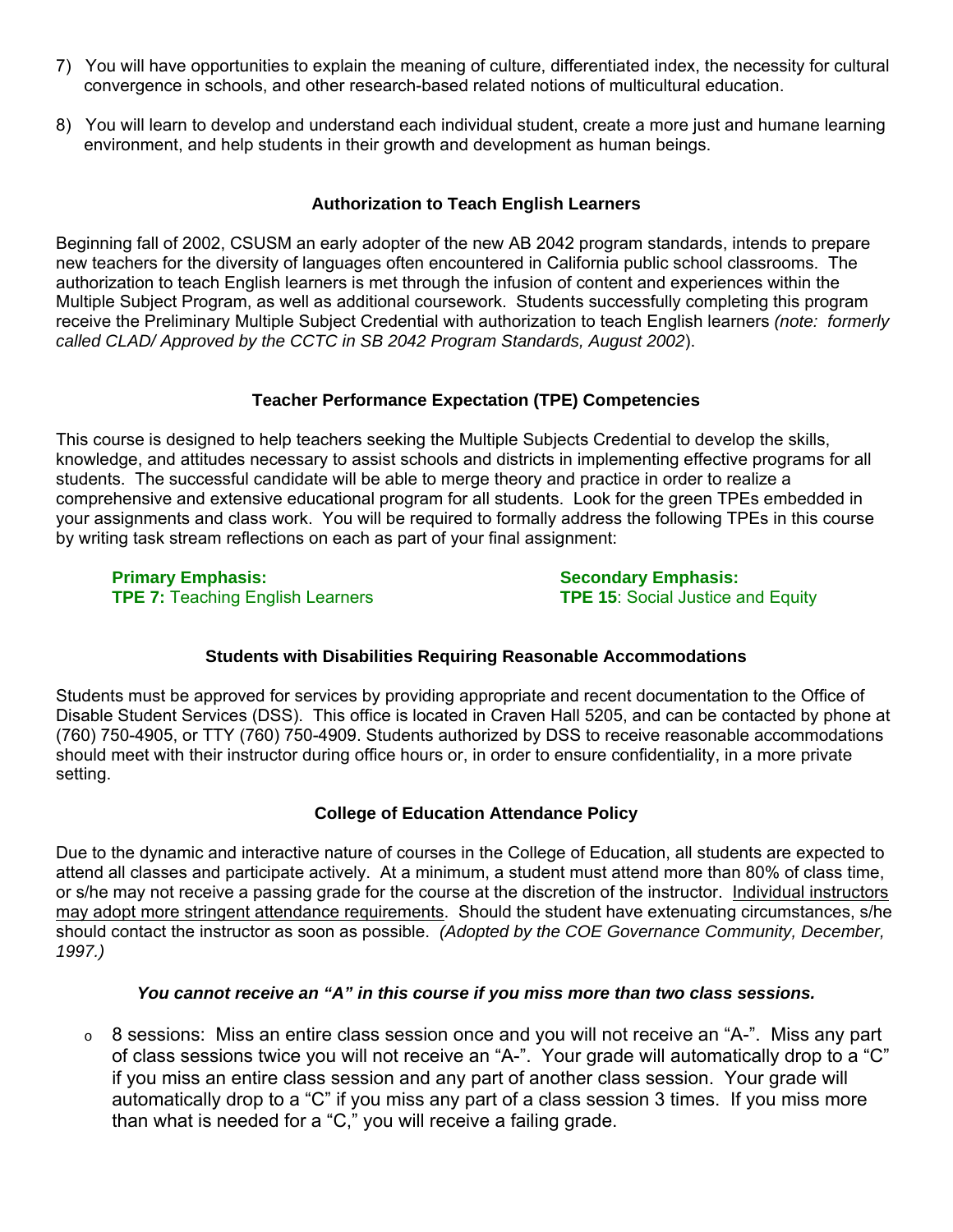7) You will have opportunities to explain the meaning of culture, differentiated index, the necessity for cultural convergence in schools, and other research-based related notions of multicultural education.

8) You will learn to develop and understand each individual student, create a more just and humane learning environment, and help students in their growth and development as human beings.

### Authorization to Teach English Learners

Beginning fall of 2002, CSUSM an early adopter of the new AB 2042 program standards, intends to prepare new teachers for the diversity of languages often encountered in California public school classrooms. The authorization to teach English learners is met through the infusion of content and experiences within the Multiple Subject Program, as well as additional coursework. Students successfully completing this program receive the Preliminary Multiple Subject Credential with authorization to teach English learners *(note: formerly called CLAD/ Approved by the CCTC in SB 2042 Program Standards, August 2002*).

### Teacher Performance Expectation (TPE) Competencies

This course is designed to help teachers seeking the Multiple Subjects Credential to develop the skills, knowledge, and attitudes necessary to assist schools and districts in implementing effective programs for all students. The successful candidate will be able to merge theory and practice in order to realize a comprehensive and extensive educational program for all students. Look for the green TPEs embedded in your assignments and class work. You will be required to formally address the following TPEs in this course by writing task stream reflections on each as part of your final assignment:

**Primary Emphasis:**
**TPE 7:** Teaching English Learners

**Secondary Emphasis:**
**TPE 15**: Social Justice and Equity

### Students with Disabilities Requiring Reasonable Accommodations

Students must be approved for services by providing appropriate and recent documentation to the Office of Disable Student Services (DSS). This office is located in Craven Hall 5205, and can be contacted by phone at (760) 750-4905, or TTY (760) 750-4909. Students authorized by DSS to receive reasonable accommodations should meet with their instructor during office hours or, in order to ensure confidentiality, in a more private setting.

### College of Education Attendance Policy

Due to the dynamic and interactive nature of courses in the College of Education, all students are expected to attend all classes and participate actively. At a minimum, a student must attend more than 80% of class time, or s/he may not receive a passing grade for the course at the discretion of the instructor. Individual instructors may adopt more stringent attendance requirements. Should the student have extenuating circumstances, s/he should contact the instructor as soon as possible. *(Adopted by the COE Governance Community, December, 1997.)*

***You cannot receive an "A" in this course if you miss more than two class sessions.***

- 8 sessions: Miss an entire class session once and you will not receive an "A-". Miss any part of class sessions twice you will not receive an "A-". Your grade will automatically drop to a "C" if you miss an entire class session and any part of another class session. Your grade will automatically drop to a "C" if you miss any part of a class session 3 times. If you miss more than what is needed for a "C," you will receive a failing grade.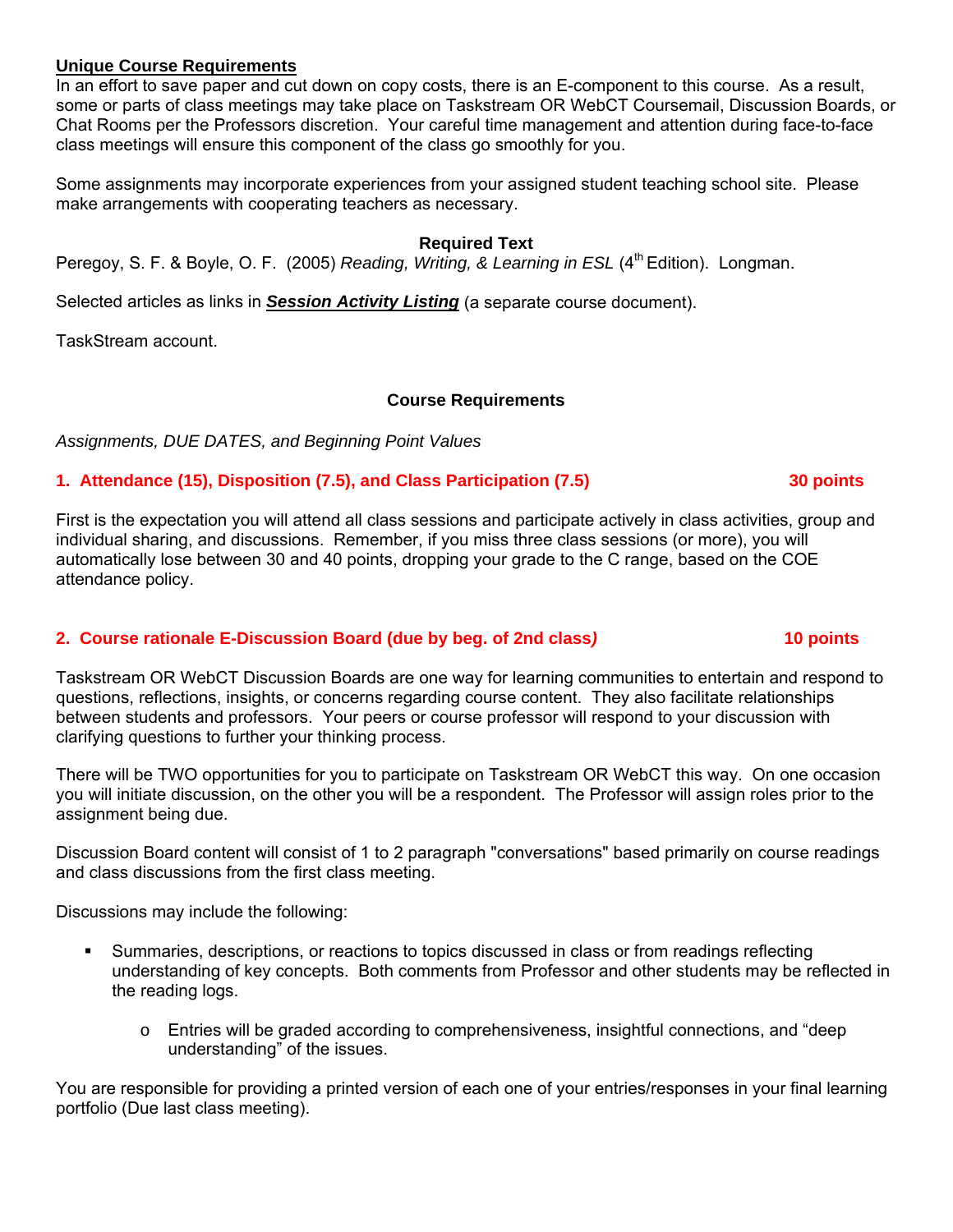**Unique Course Requirements**

In an effort to save paper and cut down on copy costs, there is an E-component to this course. As a result, some or parts of class meetings may take place on Taskstream OR WebCT Coursemail, Discussion Boards, or Chat Rooms per the Professors discretion. Your careful time management and attention during face-to-face class meetings will ensure this component of the class go smoothly for you.

Some assignments may incorporate experiences from your assigned student teaching school site. Please make arrangements with cooperating teachers as necessary.

**Required Text**

Peregoy, S. F. & Boyle, O. F. (2005) *Reading, Writing, & Learning in ESL* (4th Edition). Longman.

Selected articles as links in ***Session Activity Listing*** (a separate course document).

TaskStream account.

## Course Requirements

*Assignments, DUE DATES, and Beginning Point Values*

### 1. Attendance (15), Disposition (7.5), and Class Participation (7.5) — 30 points

First is the expectation you will attend all class sessions and participate actively in class activities, group and individual sharing, and discussions. Remember, if you miss three class sessions (or more), you will automatically lose between 30 and 40 points, dropping your grade to the C range, based on the COE attendance policy.

### 2. Course rationale E-Discussion Board (due by beg. of 2nd class) — 10 points

Taskstream OR WebCT Discussion Boards are one way for learning communities to entertain and respond to questions, reflections, insights, or concerns regarding course content. They also facilitate relationships between students and professors. Your peers or course professor will respond to your discussion with clarifying questions to further your thinking process.

There will be TWO opportunities for you to participate on Taskstream OR WebCT this way. On one occasion you will initiate discussion, on the other you will be a respondent. The Professor will assign roles prior to the assignment being due.

Discussion Board content will consist of 1 to 2 paragraph "conversations" based primarily on course readings and class discussions from the first class meeting.

Discussions may include the following:

- Summaries, descriptions, or reactions to topics discussed in class or from readings reflecting understanding of key concepts. Both comments from Professor and other students may be reflected in the reading logs.
    - Entries will be graded according to comprehensiveness, insightful connections, and "deep understanding" of the issues.

You are responsible for providing a printed version of each one of your entries/responses in your final learning portfolio (Due last class meeting).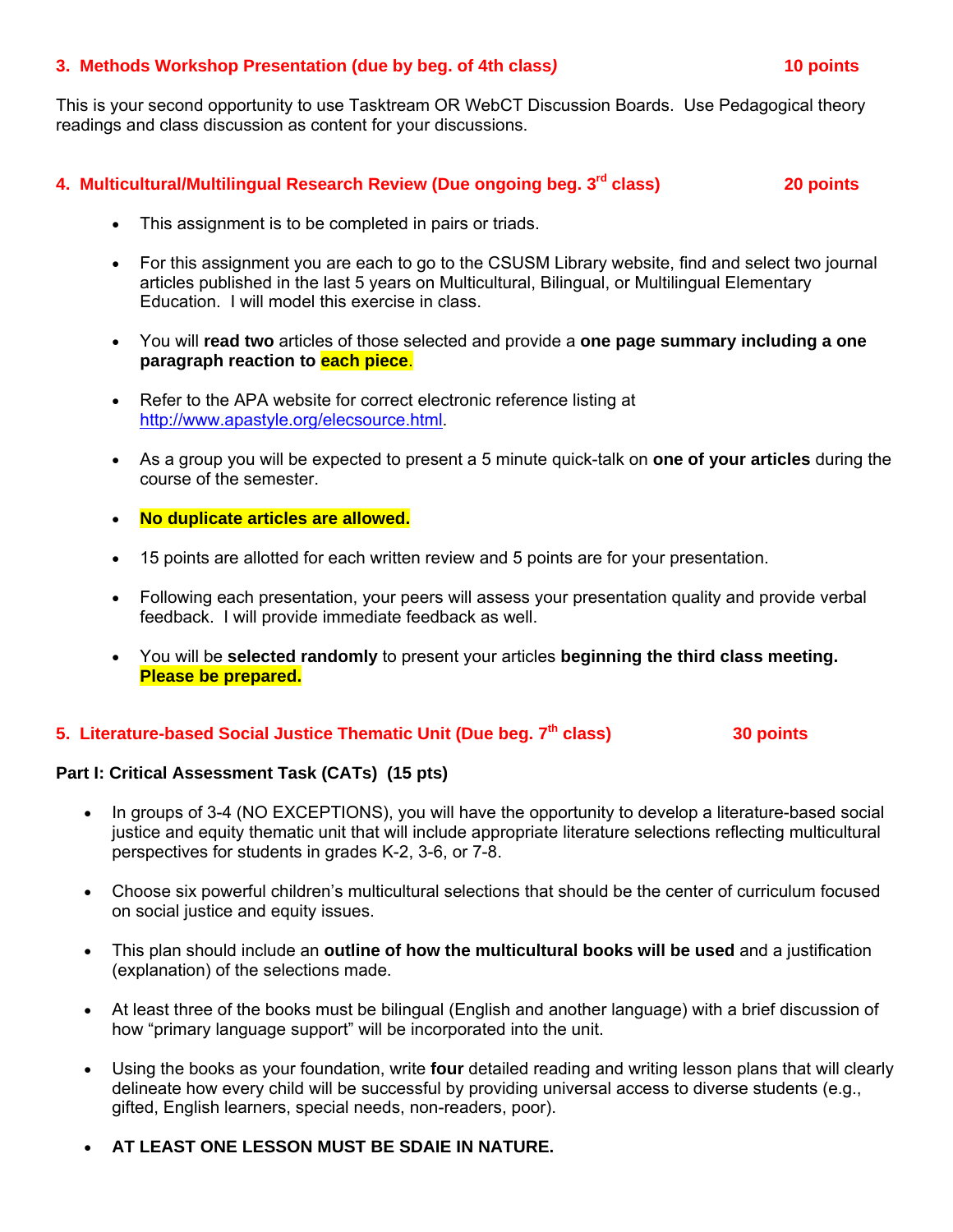### 3. Methods Workshop Presentation (due by beg. of 4th class) — 10 points

This is your second opportunity to use Taskstream OR WebCT Discussion Boards. Use Pedagogical theory readings and class discussion as content for your discussions.

### 4. Multicultural/Multilingual Research Review (Due ongoing beg. 3rd class) — 20 points

- This assignment is to be completed in pairs or triads.
- For this assignment you are each to go to the CSUSM Library website, find and select two journal articles published in the last 5 years on Multicultural, Bilingual, or Multilingual Elementary Education. I will model this exercise in class.
- You will **read two** articles of those selected and provide a **one page summary including a one paragraph reaction to each piece**.
- Refer to the APA website for correct electronic reference listing at http://www.apastyle.org/elecsource.html.
- As a group you will be expected to present a 5 minute quick-talk on **one of your articles** during the course of the semester.
- **No duplicate articles are allowed.**
- 15 points are allotted for each written review and 5 points are for your presentation.
- Following each presentation, your peers will assess your presentation quality and provide verbal feedback. I will provide immediate feedback as well.
- You will be **selected randomly** to present your articles **beginning the third class meeting. Please be prepared.**

### 5. Literature-based Social Justice Thematic Unit (Due beg. 7th class) — 30 points

**Part I: Critical Assessment Task (CATs) (15 pts)**

- In groups of 3-4 (NO EXCEPTIONS), you will have the opportunity to develop a literature-based social justice and equity thematic unit that will include appropriate literature selections reflecting multicultural perspectives for students in grades K-2, 3-6, or 7-8.
- Choose six powerful children's multicultural selections that should be the center of curriculum focused on social justice and equity issues.
- This plan should include an **outline of how the multicultural books will be used** and a justification (explanation) of the selections made.
- At least three of the books must be bilingual (English and another language) with a brief discussion of how "primary language support" will be incorporated into the unit.
- Using the books as your foundation, write **four** detailed reading and writing lesson plans that will clearly delineate how every child will be successful by providing universal access to diverse students (e.g., gifted, English learners, special needs, non-readers, poor).
- **AT LEAST ONE LESSON MUST BE SDAIE IN NATURE.**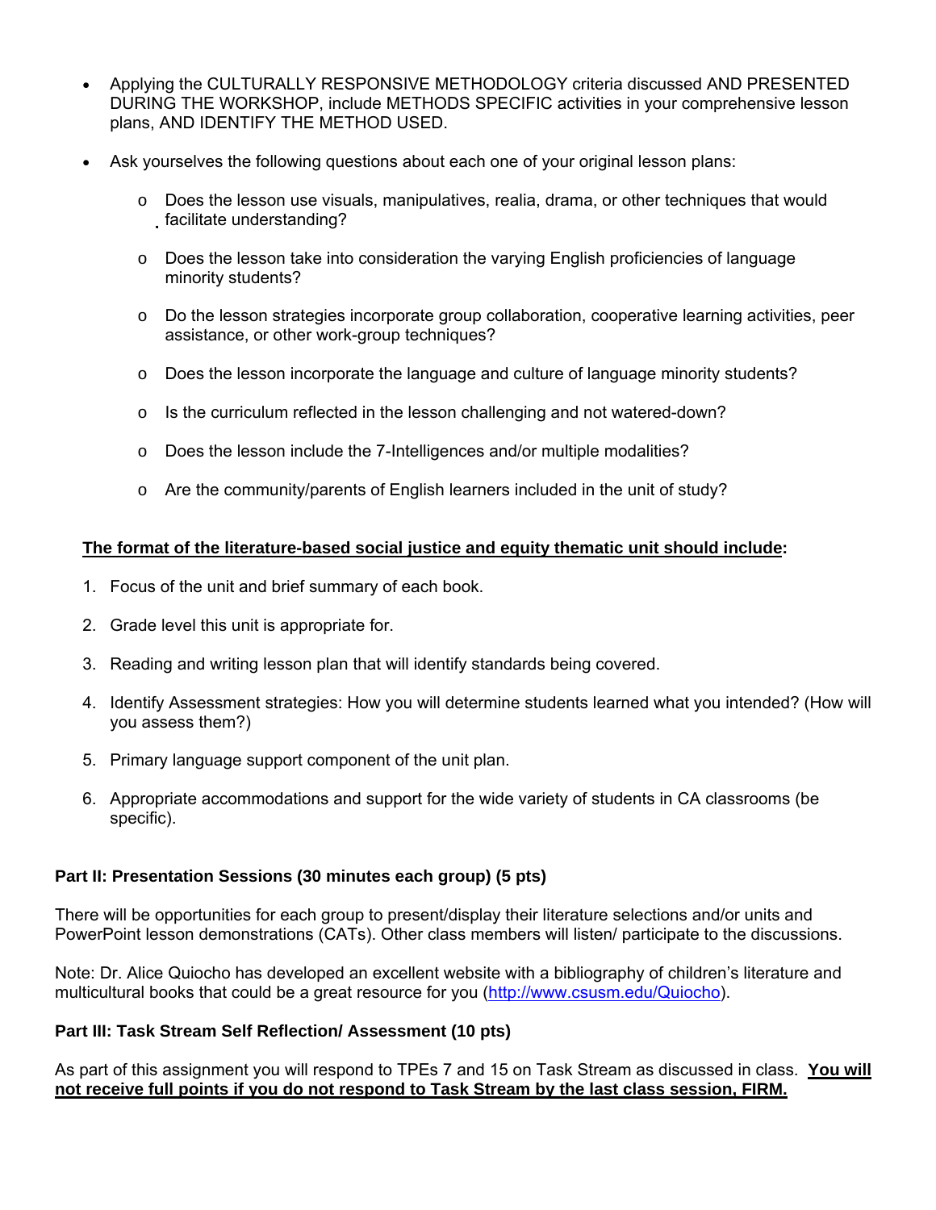- Applying the CULTURALLY RESPONSIVE METHODOLOGY criteria discussed AND PRESENTED DURING THE WORKSHOP, include METHODS SPECIFIC activities in your comprehensive lesson plans, AND IDENTIFY THE METHOD USED.

- Ask yourselves the following questions about each one of your original lesson plans:

  - Does the lesson use visuals, manipulatives, realia, drama, or other techniques that would facilitate understanding?

  - Does the lesson take into consideration the varying English proficiencies of language minority students?

  - Do the lesson strategies incorporate group collaboration, cooperative learning activities, peer assistance, or other work-group techniques?

  - Does the lesson incorporate the language and culture of language minority students?

  - Is the curriculum reflected in the lesson challenging and not watered-down?

  - Does the lesson include the 7-Intelligences and/or multiple modalities?

  - Are the community/parents of English learners included in the unit of study?

**<u>The format of the literature-based social justice and equity thematic unit should include</u>:**

1. Focus of the unit and brief summary of each book.

2. Grade level this unit is appropriate for.

3. Reading and writing lesson plan that will identify standards being covered.

4. Identify Assessment strategies: How you will determine students learned what you intended? (How will you assess them?)

5. Primary language support component of the unit plan.

6. Appropriate accommodations and support for the wide variety of students in CA classrooms (be specific).

**Part II: Presentation Sessions (30 minutes each group) (5 pts)**

There will be opportunities for each group to present/display their literature selections and/or units and PowerPoint lesson demonstrations (CATs). Other class members will listen/ participate to the discussions.

Note: Dr. Alice Quiocho has developed an excellent website with a bibliography of children's literature and multicultural books that could be a great resource for you (http://www.csusm.edu/Quiocho).

**Part III: Task Stream Self Reflection/ Assessment (10 pts)**

As part of this assignment you will respond to TPEs 7 and 15 on Task Stream as discussed in class. **<u>You will not receive full points if you do not respond to Task Stream by the last class session, FIRM.</u>**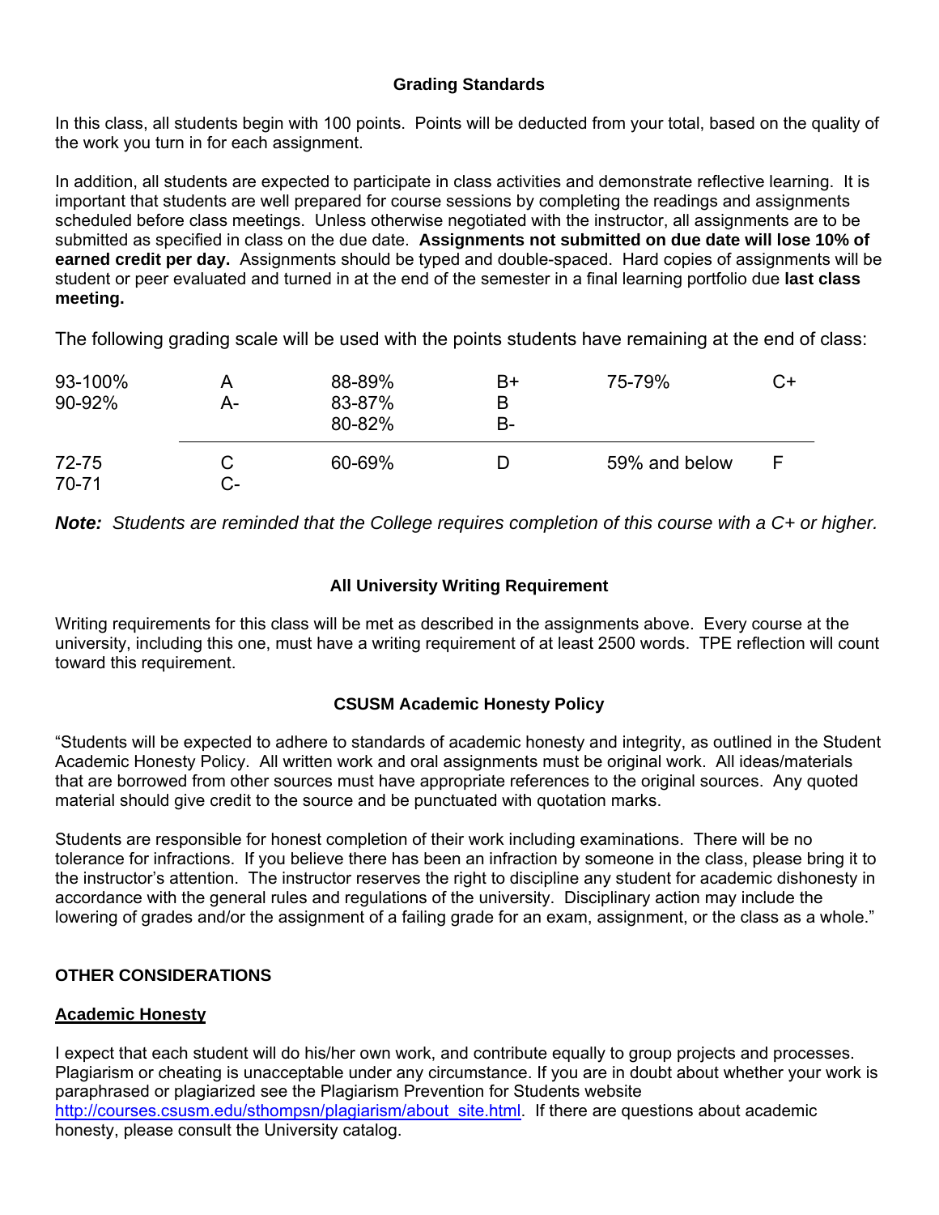### Grading Standards

In this class, all students begin with 100 points. Points will be deducted from your total, based on the quality of the work you turn in for each assignment.

In addition, all students are expected to participate in class activities and demonstrate reflective learning. It is important that students are well prepared for course sessions by completing the readings and assignments scheduled before class meetings. Unless otherwise negotiated with the instructor, all assignments are to be submitted as specified in class on the due date. **Assignments not submitted on due date will lose 10% of earned credit per day.** Assignments should be typed and double-spaced. Hard copies of assignments will be student or peer evaluated and turned in at the end of the semester in a final learning portfolio due **last class meeting.**

The following grading scale will be used with the points students have remaining at the end of class:

| | | | | | |
|---|---|---|---|---|---|
| 93-100% | A | 88-89% | B+ | 75-79% | C+ |
| 90-92% | A- | 83-87% | B | | |
| | | 80-82% | B- | | |
| 72-75 | C | 60-69% | D | 59% and below | F |
| 70-71 | C- | | | | |

***Note:*** *Students are reminded that the College requires completion of this course with a C+ or higher.*

### All University Writing Requirement

Writing requirements for this class will be met as described in the assignments above. Every course at the university, including this one, must have a writing requirement of at least 2500 words. TPE reflection will count toward this requirement.

### CSUSM Academic Honesty Policy

"Students will be expected to adhere to standards of academic honesty and integrity, as outlined in the Student Academic Honesty Policy. All written work and oral assignments must be original work. All ideas/materials that are borrowed from other sources must have appropriate references to the original sources. Any quoted material should give credit to the source and be punctuated with quotation marks.

Students are responsible for honest completion of their work including examinations. There will be no tolerance for infractions. If you believe there has been an infraction by someone in the class, please bring it to the instructor's attention. The instructor reserves the right to discipline any student for academic dishonesty in accordance with the general rules and regulations of the university. Disciplinary action may include the lowering of grades and/or the assignment of a failing grade for an exam, assignment, or the class as a whole."

## OTHER CONSIDERATIONS

**<u>Academic Honesty</u>**

I expect that each student will do his/her own work, and contribute equally to group projects and processes. Plagiarism or cheating is unacceptable under any circumstance. If you are in doubt about whether your work is paraphrased or plagiarized see the Plagiarism Prevention for Students website [http://courses.csusm.edu/sthompsn/plagiarism/about_site.html](http://courses.csusm.edu/sthompsn/plagiarism/about_site.html). If there are questions about academic honesty, please consult the University catalog.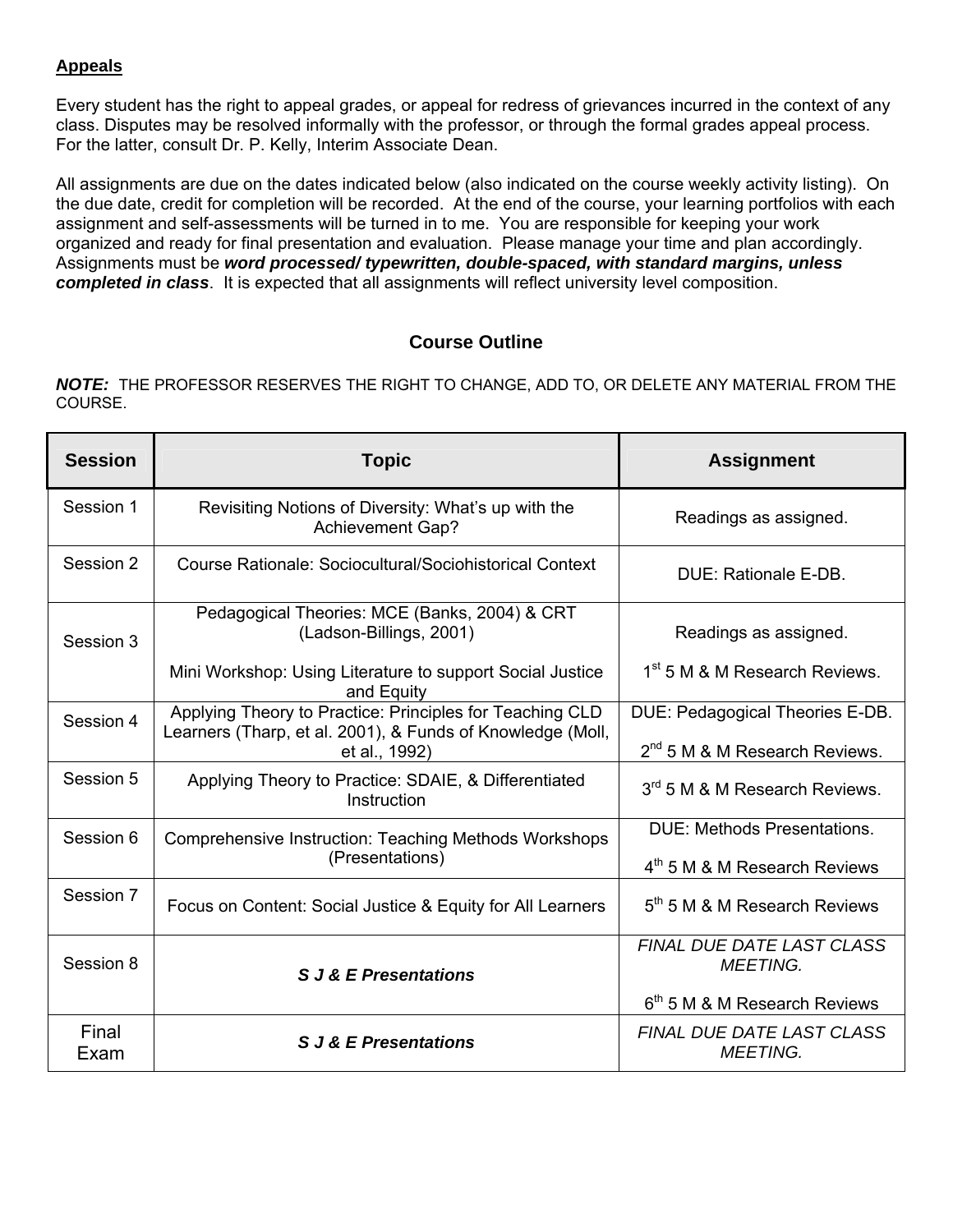**Appeals**

Every student has the right to appeal grades, or appeal for redress of grievances incurred in the context of any class. Disputes may be resolved informally with the professor, or through the formal grades appeal process. For the latter, consult Dr. P. Kelly, Interim Associate Dean.

All assignments are due on the dates indicated below (also indicated on the course weekly activity listing). On the due date, credit for completion will be recorded. At the end of the course, your learning portfolios with each assignment and self-assessments will be turned in to me. You are responsible for keeping your work organized and ready for final presentation and evaluation. Please manage your time and plan accordingly. Assignments must be ***word processed/ typewritten, double-spaced, with standard margins, unless completed in class***. It is expected that all assignments will reflect university level composition.

## Course Outline

***NOTE:*** THE PROFESSOR RESERVES THE RIGHT TO CHANGE, ADD TO, OR DELETE ANY MATERIAL FROM THE COURSE.

| Session | Topic | Assignment |
|---|---|---|
| Session 1 | Revisiting Notions of Diversity: What's up with the Achievement Gap? | Readings as assigned. |
| Session 2 | Course Rationale: Sociocultural/Sociohistorical Context | DUE: Rationale E-DB. |
| Session 3 | Pedagogical Theories: MCE (Banks, 2004) & CRT (Ladson-Billings, 2001)<br><br>Mini Workshop: Using Literature to support Social Justice and Equity | Readings as assigned.<br><br>1st 5 M & M Research Reviews. |
| Session 4 | Applying Theory to Practice: Principles for Teaching CLD Learners (Tharp, et al. 2001), & Funds of Knowledge (Moll, et al., 1992) | DUE: Pedagogical Theories E-DB.<br><br>2nd 5 M & M Research Reviews. |
| Session 5 | Applying Theory to Practice: SDAIE, & Differentiated Instruction | 3rd 5 M & M Research Reviews. |
| Session 6 | Comprehensive Instruction: Teaching Methods Workshops (Presentations) | DUE: Methods Presentations.<br><br>4th 5 M & M Research Reviews |
| Session 7 | Focus on Content: Social Justice & Equity for All Learners | 5th 5 M & M Research Reviews |
| Session 8 | ***S J & E Presentations*** | *FINAL DUE DATE LAST CLASS MEETING.*<br><br>6th 5 M & M Research Reviews |
| Final Exam | ***S J & E Presentations*** | *FINAL DUE DATE LAST CLASS MEETING.* |